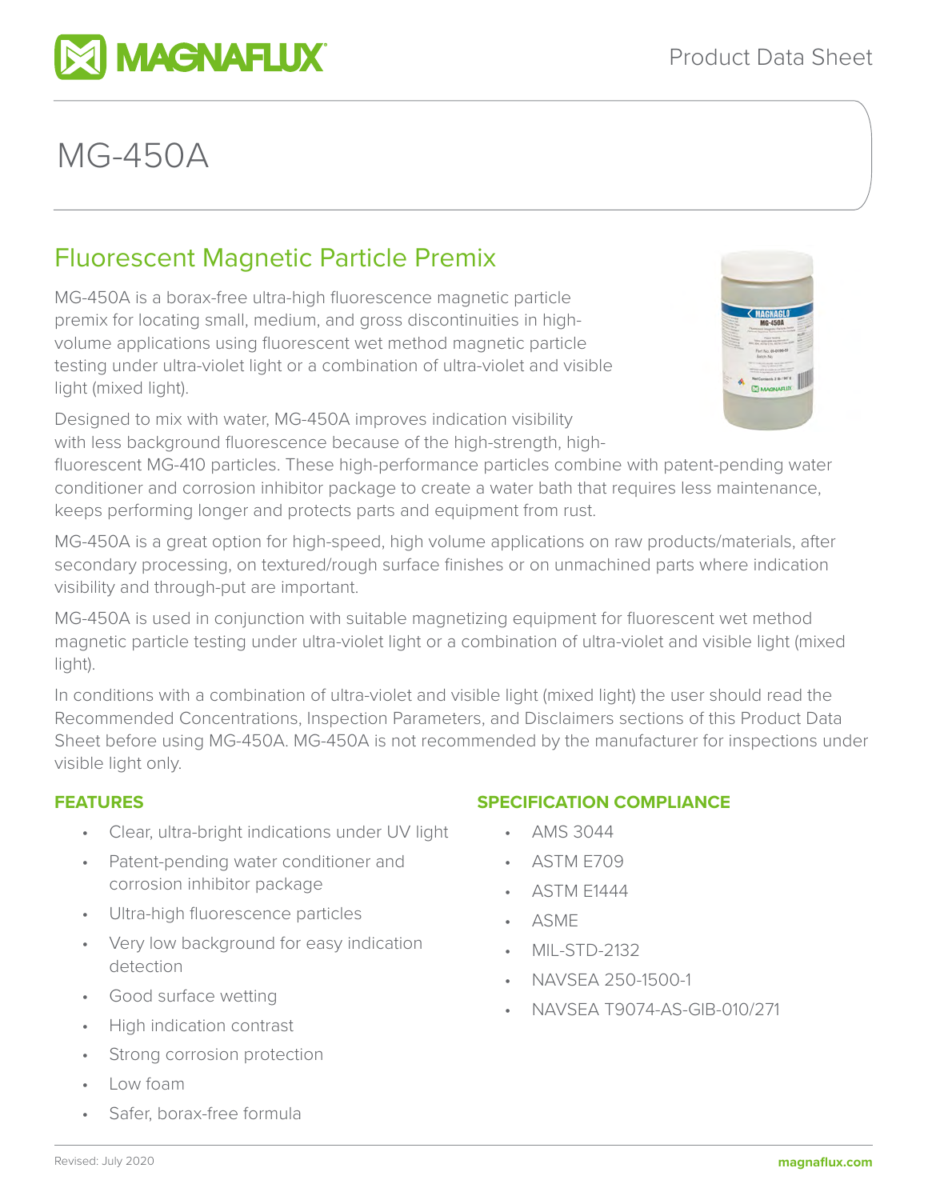# MG-450A

## Fluorescent Magnetic Particle Premix

MG-450A is a borax-free ultra-high fluorescence magnetic particle premix for locating small, medium, and gross discontinuities in high-volume applications using fluorescent wet method magnetic particle testing under ultra-violet light or a combination of ultra-violet and visible light (mixed light).

Designed to mix with water, MG-450A improves indication visibility with less background fluorescence because of the high-strength, high-fluorescent MG-410 particles. These high-performance particles combine with patent-pending water conditioner and corrosion inhibitor package to create a water bath that requires less maintenance, keeps performing longer and protects parts and equipment from rust.

MG-450A is a great option for high-speed, high volume applications on raw products/materials, after secondary processing, on textured/rough surface finishes or on unmachined parts where indication visibility and through-put are important.

MG-450A is used in conjunction with suitable magnetizing equipment for fluorescent wet method magnetic particle testing under ultra-violet light or a combination of ultra-violet and visible light (mixed light).

In conditions with a combination of ultra-violet and visible light (mixed light) the user should read the Recommended Concentrations, Inspection Parameters, and Disclaimers sections of this Product Data Sheet before using MG-450A. MG-450A is not recommended by the manufacturer for inspections under visible light only.

### FEATURES

- Clear, ultra-bright indications under UV light
- Patent-pending water conditioner and corrosion inhibitor package
- Ultra-high fluorescence particles
- Very low background for easy indication detection
- Good surface wetting
- High indication contrast
- Strong corrosion protection
- Low foam
- Safer, borax-free formula

### SPECIFICATION COMPLIANCE

- AMS 3044
- ASTM E709
- ASTM E1444
- ASME
- MIL-STD-2132
- NAVSEA 250-1500-1
- NAVSEA T9074-AS-GIB-010/271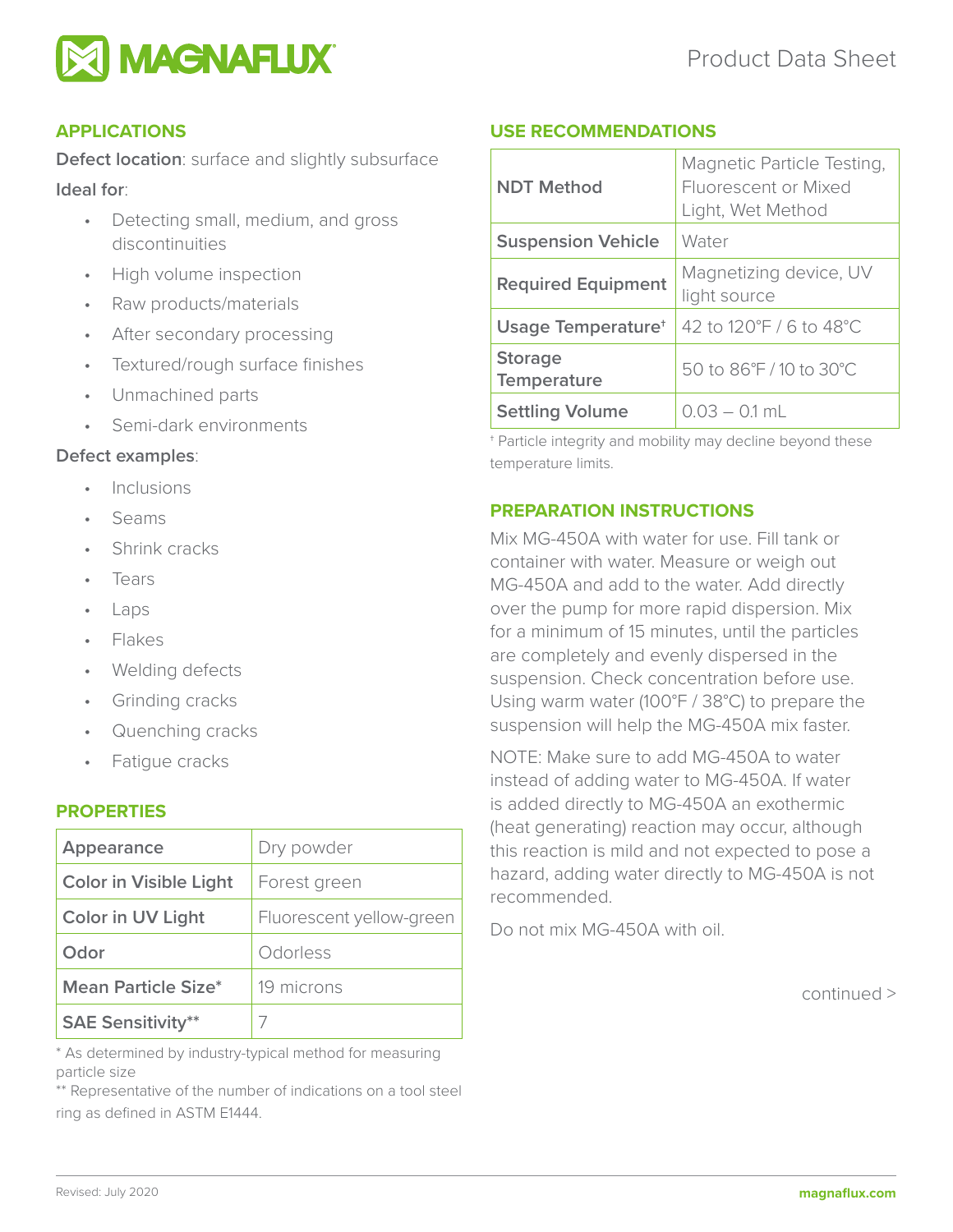## APPLICATIONS

**Defect location**: surface and slightly subsurface

**Ideal for**:

- Detecting small, medium, and gross discontinuities
- High volume inspection
- Raw products/materials
- After secondary processing
- Textured/rough surface finishes
- Unmachined parts
- Semi-dark environments

**Defect examples**:

- Inclusions
- Seams
- Shrink cracks
- Tears
- Laps
- Flakes
- Welding defects
- Grinding cracks
- Quenching cracks
- Fatigue cracks

## PROPERTIES

| | |
|---|---|
| **Appearance** | Dry powder |
| **Color in Visible Light** | Forest green |
| **Color in UV Light** | Fluorescent yellow-green |
| **Odor** | Odorless |
| **Mean Particle Size*** | 19 microns |
| **SAE Sensitivity**** | 7 |

* As determined by industry-typical method for measuring particle size

** Representative of the number of indications on a tool steel ring as defined in ASTM E1444.

## USE RECOMMENDATIONS

| | |
|---|---|
| **NDT Method** | Magnetic Particle Testing, Fluorescent or Mixed Light, Wet Method |
| **Suspension Vehicle** | Water |
| **Required Equipment** | Magnetizing device, UV light source |
| **Usage Temperature†** | 42 to 120°F / 6 to 48°C |
| **Storage Temperature** | 50 to 86°F / 10 to 30°C |
| **Settling Volume** | 0.03 – 0.1 mL |

† Particle integrity and mobility may decline beyond these temperature limits.

## PREPARATION INSTRUCTIONS

Mix MG-450A with water for use. Fill tank or container with water. Measure or weigh out MG-450A and add to the water. Add directly over the pump for more rapid dispersion. Mix for a minimum of 15 minutes, until the particles are completely and evenly dispersed in the suspension. Check concentration before use. Using warm water (100°F / 38°C) to prepare the suspension will help the MG-450A mix faster.

NOTE: Make sure to add MG-450A to water instead of adding water to MG-450A. If water is added directly to MG-450A an exothermic (heat generating) reaction may occur, although this reaction is mild and not expected to pose a hazard, adding water directly to MG-450A is not recommended.

Do not mix MG-450A with oil.

continued >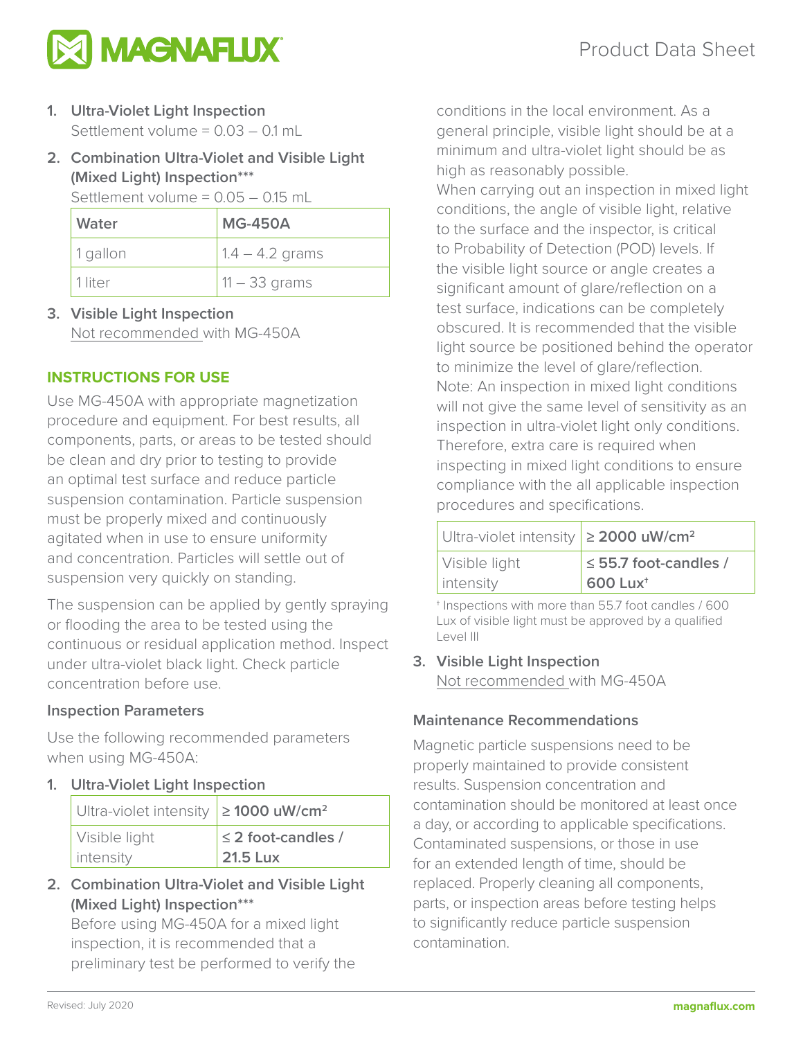1. **Ultra-Violet Light Inspection**
   Settlement volume = 0.03 – 0.1 mL

2. **Combination Ultra-Violet and Visible Light (Mixed Light) Inspection*****
   Settlement volume = 0.05 – 0.15 mL

| Water | MG-450A |
|---|---|
| 1 gallon | 1.4 – 4.2 grams |
| 1 liter | 11 – 33 grams |

3. **Visible Light Inspection**
   Not recommended with MG-450A

## INSTRUCTIONS FOR USE

Use MG-450A with appropriate magnetization procedure and equipment. For best results, all components, parts, or areas to be tested should be clean and dry prior to testing to provide an optimal test surface and reduce particle suspension contamination. Particle suspension must be properly mixed and continuously agitated when in use to ensure uniformity and concentration. Particles will settle out of suspension very quickly on standing.

The suspension can be applied by gently spraying or flooding the area to be tested using the continuous or residual application method. Inspect under ultra-violet black light. Check particle concentration before use.

### Inspection Parameters

Use the following recommended parameters when using MG-450A:

1. **Ultra-Violet Light Inspection**

| Ultra-violet intensity | **≥ 1000 uW/cm²** |
|---|---|
| Visible light intensity | **≤ 2 foot-candles / 21.5 Lux** |

2. **Combination Ultra-Violet and Visible Light (Mixed Light) Inspection*****
   Before using MG-450A for a mixed light inspection, it is recommended that a preliminary test be performed to verify the conditions in the local environment. As a general principle, visible light should be at a minimum and ultra-violet light should be as high as reasonably possible.
   When carrying out an inspection in mixed light conditions, the angle of visible light, relative to the surface and the inspector, is critical to Probability of Detection (POD) levels. If the visible light source or angle creates a significant amount of glare/reflection on a test surface, indications can be completely obscured. It is recommended that the visible light source be positioned behind the operator to minimize the level of glare/reflection.
   Note: An inspection in mixed light conditions will not give the same level of sensitivity as an inspection in ultra-violet light only conditions. Therefore, extra care is required when inspecting in mixed light conditions to ensure compliance with the all applicable inspection procedures and specifications.

| Ultra-violet intensity | **≥ 2000 uW/cm²** |
|---|---|
| Visible light intensity | **≤ 55.7 foot-candles / 600 Lux†** |

† Inspections with more than 55.7 foot candles / 600 Lux of visible light must be approved by a qualified Level III

3. **Visible Light Inspection**
   Not recommended with MG-450A

### Maintenance Recommendations

Magnetic particle suspensions need to be properly maintained to provide consistent results. Suspension concentration and contamination should be monitored at least once a day, or according to applicable specifications. Contaminated suspensions, or those in use for an extended length of time, should be replaced. Properly cleaning all components, parts, or inspection areas before testing helps to significantly reduce particle suspension contamination.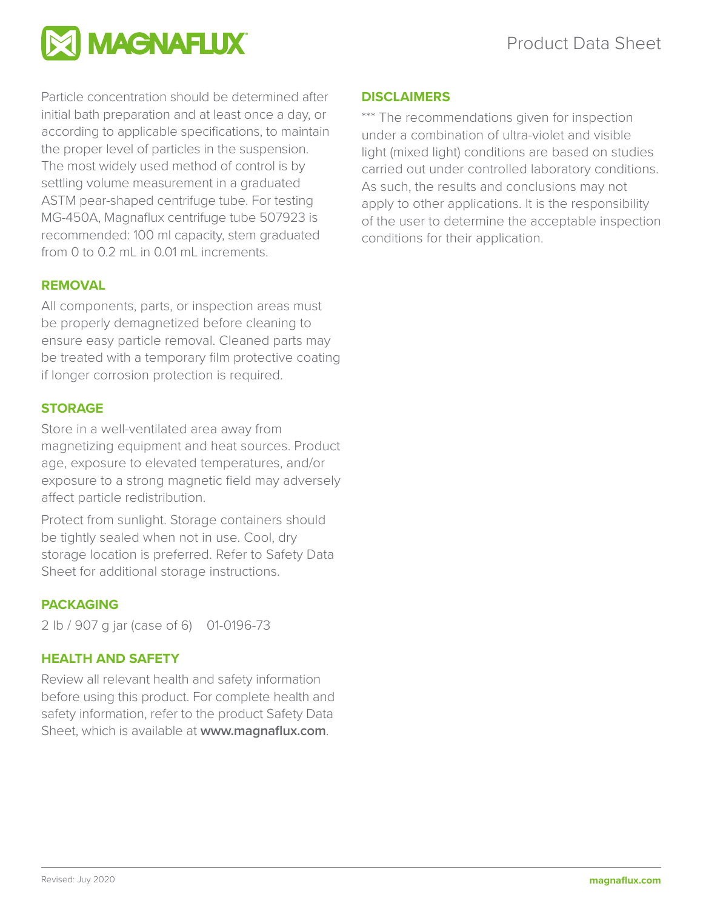Particle concentration should be determined after initial bath preparation and at least once a day, or according to applicable specifications, to maintain the proper level of particles in the suspension. The most widely used method of control is by settling volume measurement in a graduated ASTM pear-shaped centrifuge tube. For testing MG-450A, Magnaflux centrifuge tube 507923 is recommended: 100 ml capacity, stem graduated from 0 to 0.2 mL in 0.01 mL increments.

## REMOVAL

All components, parts, or inspection areas must be properly demagnetized before cleaning to ensure easy particle removal. Cleaned parts may be treated with a temporary film protective coating if longer corrosion protection is required.

## STORAGE

Store in a well-ventilated area away from magnetizing equipment and heat sources. Product age, exposure to elevated temperatures, and/or exposure to a strong magnetic field may adversely affect particle redistribution.

Protect from sunlight. Storage containers should be tightly sealed when not in use. Cool, dry storage location is preferred. Refer to Safety Data Sheet for additional storage instructions.

## PACKAGING

2 lb / 907 g jar (case of 6) 01-0196-73

## HEALTH AND SAFETY

Review all relevant health and safety information before using this product. For complete health and safety information, refer to the product Safety Data Sheet, which is available at **www.magnaflux.com**.

## DISCLAIMERS

*** The recommendations given for inspection under a combination of ultra-violet and visible light (mixed light) conditions are based on studies carried out under controlled laboratory conditions. As such, the results and conclusions may not apply to other applications. It is the responsibility of the user to determine the acceptable inspection conditions for their application.

Revised: Juy 2020